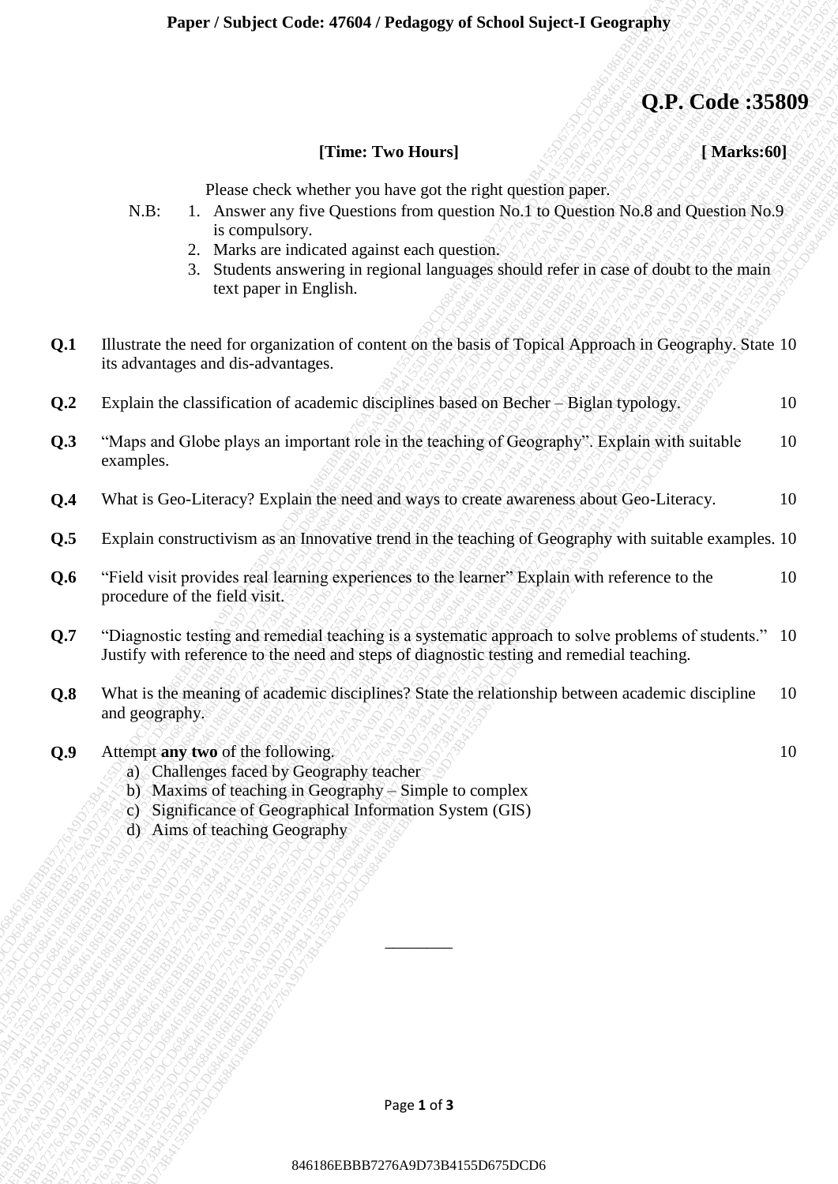Paper / Subject Code: 47604 / Pedagogy of School Suject-I Geography

# Q.P. Code :35809

**[Time: Two Hours]** **[ Marks:60]**

Please check whether you have got the right question paper.

N.B:
1. Answer any five Questions from question No.1 to Question No.8 and Question No.9 is compulsory.
2. Marks are indicated against each question.
3. Students answering in regional languages should refer in case of doubt to the main text paper in English.

**Q.1** Illustrate the need for organization of content on the basis of Topical Approach in Geography. State its advantages and dis-advantages. 10

**Q.2** Explain the classification of academic disciplines based on Becher – Biglan typology. 10

**Q.3** "Maps and Globe plays an important role in the teaching of Geography". Explain with suitable examples. 10

**Q.4** What is Geo-Literacy? Explain the need and ways to create awareness about Geo-Literacy. 10

**Q.5** Explain constructivism as an Innovative trend in the teaching of Geography with suitable examples. 10

**Q.6** "Field visit provides real learning experiences to the learner" Explain with reference to the procedure of the field visit. 10

**Q.7** "Diagnostic testing and remedial teaching is a systematic approach to solve problems of students." Justify with reference to the need and steps of diagnostic testing and remedial teaching. 10

**Q.8** What is the meaning of academic disciplines? State the relationship between academic discipline and geography. 10

**Q.9** Attempt **any two** of the following. 10

a) Challenges faced by Geography teacher
b) Maxims of teaching in Geography – Simple to complex
c) Significance of Geographical Information System (GIS)
d) Aims of teaching Geography

________

846186EBBB7276A9D73B4155D675DCD6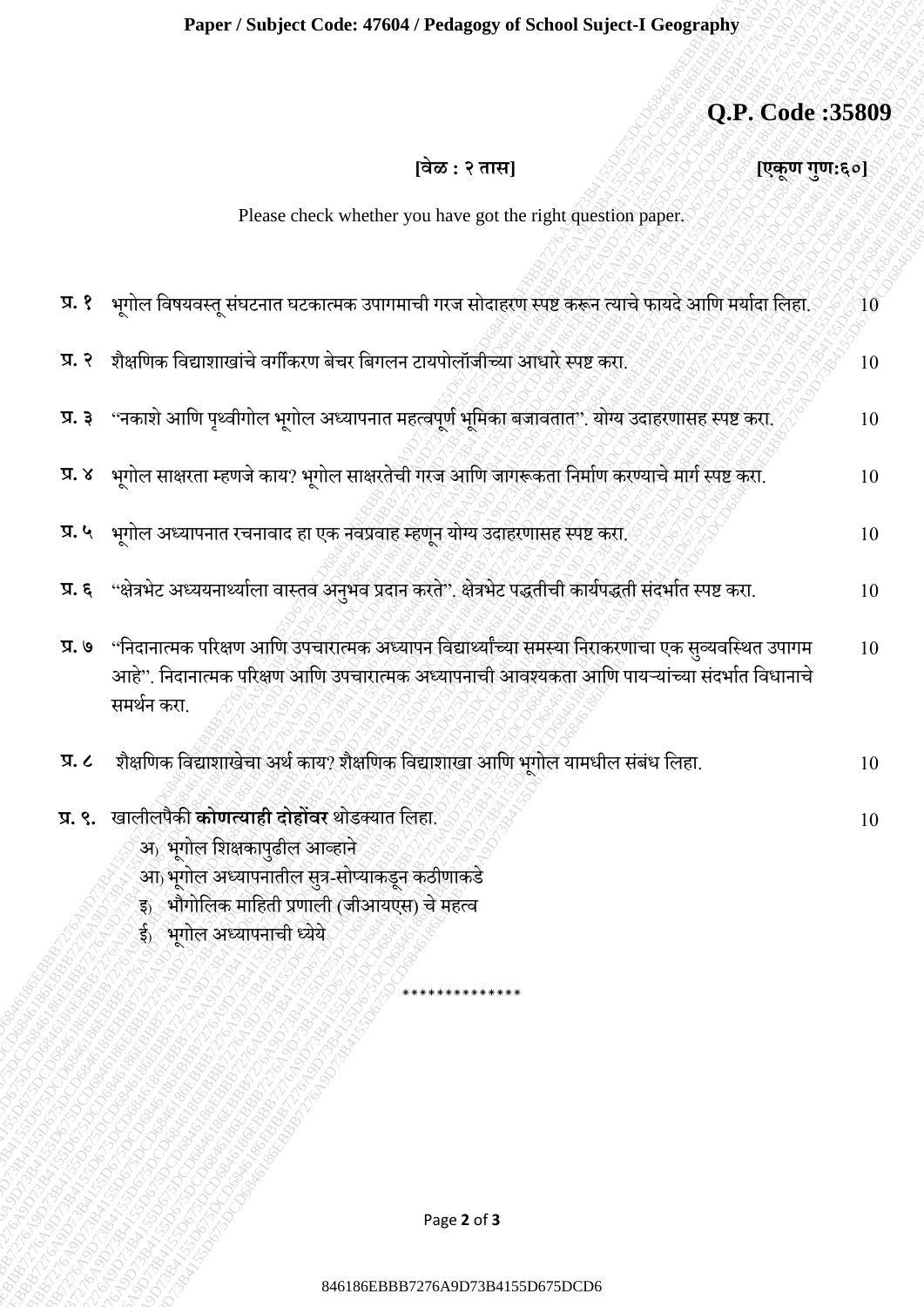**Paper / Subject Code: 47604 / Pedagogy of School Suject-I Geography**

**Q.P. Code :35809**

**[वेळ : २ तास]** **[एकूण गुण:६०]**

Please check whether you have got the right question paper.

**प्र. १** भूगोल विषयवस्तू संघटनात घटकात्मक उपागमाची गरज सोदाहरण स्पष्ट करून त्याचे फायदे आणि मर्यादा लिहा. 10

**प्र. २** शैक्षणिक विद्याशाखांचे वर्गीकरण बेचर बिगलन टायपोलॉजीच्या आधारे स्पष्ट करा. 10

**प्र. ३** "नकाशे आणि पृथ्वीगोल भूगोल अध्यापनात महत्वपूर्ण भूमिका बजावतात". योग्य उदाहरणासह स्पष्ट करा. 10

**प्र. ४** भूगोल साक्षरता म्हणजे काय? भूगोल साक्षरतेची गरज आणि जागरूकता निर्माण करण्याचे मार्ग स्पष्ट करा. 10

**प्र. ५** भूगोल अध्यापनात रचनावाद हा एक नवप्रवाह म्हणून योग्य उदाहरणासह स्पष्ट करा. 10

**प्र. ६** "क्षेत्रभेट अध्ययनार्थ्याला वास्तव अनुभव प्रदान करते". क्षेत्रभेट पद्धतीची कार्यपद्धती संदर्भात स्पष्ट करा. 10

**प्र. ७** "निदानात्मक परिक्षण आणि उपचारात्मक अध्यापन विद्यार्थ्यांच्या समस्या निराकरणाचा एक सुव्यवस्थित उपागम आहे". निदानात्मक परिक्षण आणि उपचारात्मक अध्यापनाची आवश्यकता आणि पायऱ्यांच्या संदर्भात विधानाचे समर्थन करा. 10

**प्र. ८** शैक्षणिक विद्याशाखेचा अर्थ काय? शैक्षणिक विद्याशाखा आणि भूगोल यामधील संबंध लिहा. 10

**प्र. ९.** खालीलपैकी **कोणत्याही दोहोंवर** थोडक्यात लिहा. 10

- अ) भूगोल शिक्षकापुढील आव्हाने
- आ) भूगोल अध्यापनातील सुत्र-सोप्याकडून कठीणाकडे
- इ) भौगोलिक माहिती प्रणाली (जीआयएस) चे महत्व
- ई) भूगोल अध्यापनाची ध्येये

*************

846186EBBB7276A9D73B4155D675DCD6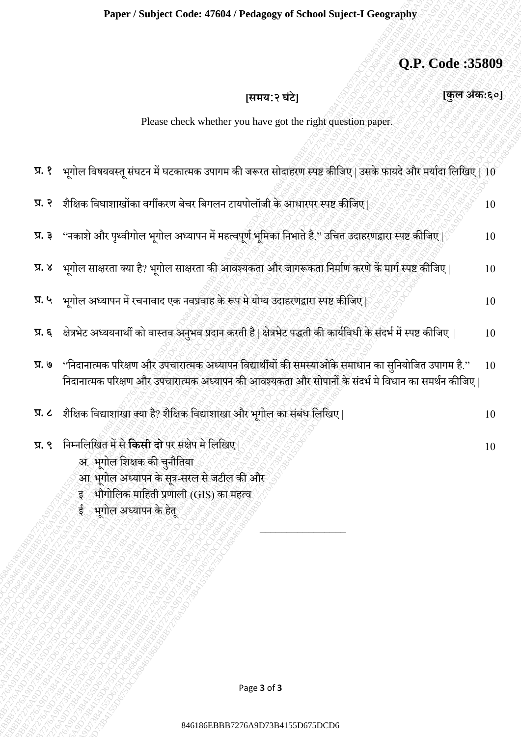Paper / Subject Code: 47604 / Pedagogy of School Suject-I Geography

**Q.P. Code :35809**

**[समय:२ घंटे]** **[कुल अंक:६०]**

Please check whether you have got the right question paper.

**प्र. १** भूगोल विषयवस्तू संघटन में घटकात्मक उपागम की जरूरत सोदाहरण स्पष्ट कीजिए | उसके फायदे और मर्यादा लिखिए | 10

**प्र. २** शैक्षिक विघाशाखोंका वर्गीकरण बेचर बिगलन टायपोलॉजी के आधारपर स्पष्ट कीजिए | 10

**प्र. ३** "नकाशे और पृथ्वीगोल भूगोल अध्यापन में महत्वपूर्ण भूमिका निभाते है." उचित उदाहरणद्वारा स्पष्ट कीजिए | 10

**प्र. ४** भूगोल साक्षरता क्या है? भूगोल साक्षरता की आवश्यकता और जागरूकता निर्माण करणे कें मार्ग स्पष्ट कीजिए | 10

**प्र. ५** भूगोल अध्यापन में रचनावाद एक नवप्रवाह के रूप मे योग्य उदाहरणद्वारा स्पष्ट कीजिए | 10

**प्र. ६** क्षेत्रभेट अध्ययनार्थी को वास्तव अनुभव प्रदान करती है | क्षेत्रभेट पद्धती की कार्यविधी के संदर्भ में स्पष्ट कीजिए | 10

**प्र. ७** "निदानात्मक परिक्षण और उपचारात्मक अध्यापन विद्यार्थीयों की समस्याओंके समाधान का सुनियोजित उपागम है." निदानात्मक परिक्षण और उपचारात्मक अध्यापन की आवश्यकता और सोपानों के संदर्भ मे विधान का समर्थन कीजिए | 10

**प्र. ८** शैक्षिक विद्याशाखा क्या है? शैक्षिक विद्याशाखा और भूगोल का संबंध लिखिए | 10

**प्र. ९** निम्नलिखित में से **किसी दो** पर संक्षेप मे लिखिए | 10

- अ. भूगोल शिक्षक की चुनौतिया
- आ. भूगोल अध्यापन के सूत्र-सरल से जटील की और
- इ. भौगोलिक माहिती प्रणाली (GIS) का महत्व
- ई. भूगोल अध्यापन के हेतू

\_\_\_\_\_\_\_\_\_\_\_\_\_\_\_\_\_

846186EBBB7276A9D73B4155D675DCD6